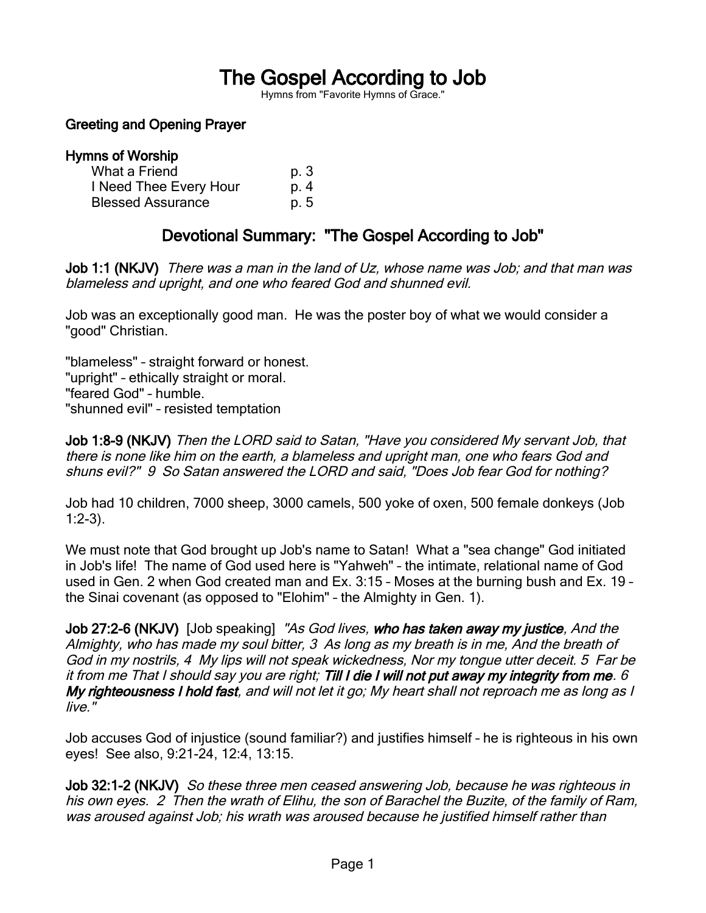# The Gospel According to Job

Hymns from "Favorite Hymns of Grace."

### Greeting and Opening Prayer

### Hymns of Worship

| | |
|---|---|
| What a Friend | p. 3 |
| I Need Thee Every Hour | p. 4 |
| Blessed Assurance | p. 5 |

## Devotional Summary: "The Gospel According to Job"

**Job 1:1 (NKJV)** *There was a man in the land of Uz, whose name was Job; and that man was blameless and upright, and one who feared God and shunned evil.*

Job was an exceptionally good man. He was the poster boy of what we would consider a "good" Christian.

"blameless" – straight forward or honest.
"upright" – ethically straight or moral.
"feared God" – humble.
"shunned evil" – resisted temptation

**Job 1:8-9 (NKJV)** *Then the LORD said to Satan, "Have you considered My servant Job, that there is none like him on the earth, a blameless and upright man, one who fears God and shuns evil?" 9 So Satan answered the LORD and said, "Does Job fear God for nothing?*

Job had 10 children, 7000 sheep, 3000 camels, 500 yoke of oxen, 500 female donkeys (Job 1:2-3).

We must note that God brought up Job's name to Satan! What a "sea change" God initiated in Job's life! The name of God used here is "Yahweh" – the intimate, relational name of God used in Gen. 2 when God created man and Ex. 3:15 – Moses at the burning bush and Ex. 19 – the Sinai covenant (as opposed to "Elohim" – the Almighty in Gen. 1).

**Job 27:2-6 (NKJV)** [Job speaking] *"As God lives,* ***who has taken away my justice****, And the Almighty, who has made my soul bitter, 3 As long as my breath is in me, And the breath of God in my nostrils, 4 My lips will not speak wickedness, Nor my tongue utter deceit. 5 Far be it from me That I should say you are right;* ***Till I die I will not put away my integrity from me****. 6* ***My righteousness I hold fast****, and will not let it go; My heart shall not reproach me as long as I live."*

Job accuses God of injustice (sound familiar?) and justifies himself – he is righteous in his own eyes! See also, 9:21-24, 12:4, 13:15.

**Job 32:1-2 (NKJV)** *So these three men ceased answering Job, because he was righteous in his own eyes. 2 Then the wrath of Elihu, the son of Barachel the Buzite, of the family of Ram, was aroused against Job; his wrath was aroused because he justified himself rather than*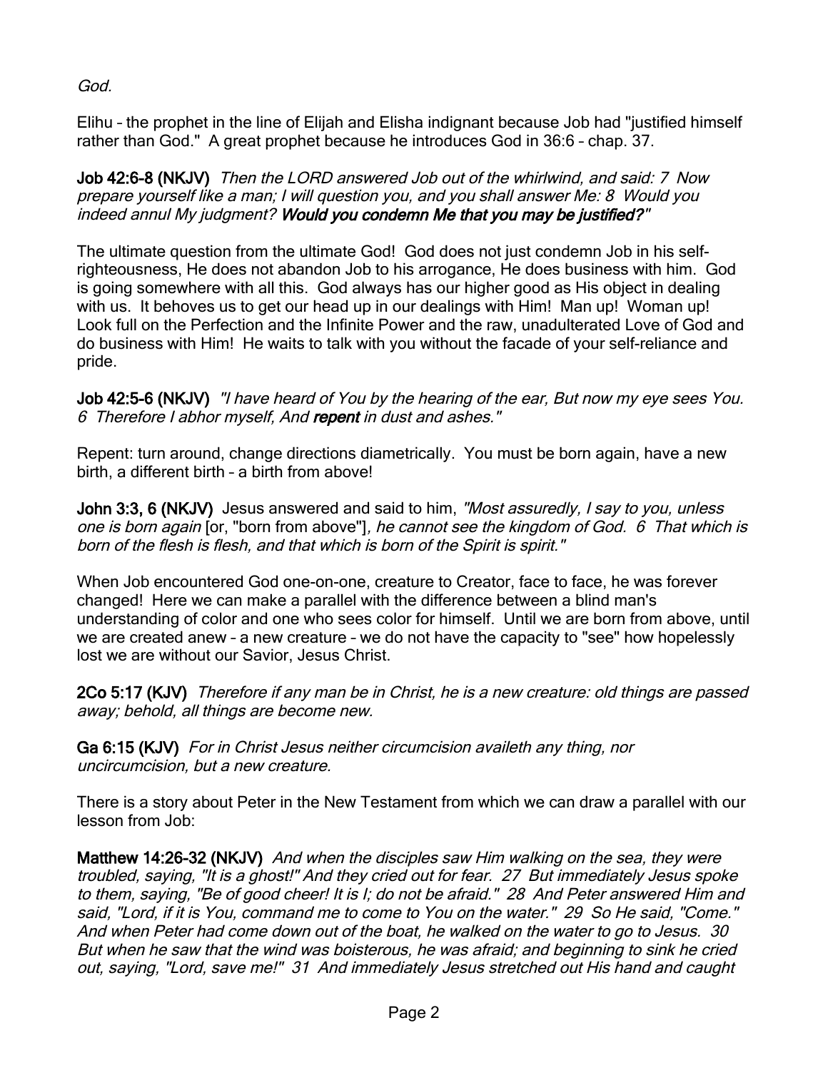God.

Elihu – the prophet in the line of Elijah and Elisha indignant because Job had "justified himself rather than God." A great prophet because he introduces God in 36:6 – chap. 37.

**Job 42:6-8 (NKJV)** *Then the LORD answered Job out of the whirlwind, and said: 7 Now prepare yourself like a man; I will question you, and you shall answer Me: 8 Would you indeed annul My judgment?* ***Would you condemn Me that you may be justified?"***

The ultimate question from the ultimate God! God does not just condemn Job in his self-righteousness, He does not abandon Job to his arrogance, He does business with him. God is going somewhere with all this. God always has our higher good as His object in dealing with us. It behoves us to get our head up in our dealings with Him! Man up! Woman up! Look full on the Perfection and the Infinite Power and the raw, unadulterated Love of God and do business with Him! He waits to talk with you without the facade of your self-reliance and pride.

**Job 42:5-6 (NKJV)** *"I have heard of You by the hearing of the ear, But now my eye sees You. 6 Therefore I abhor myself, And* ***repent*** *in dust and ashes."*

Repent: turn around, change directions diametrically. You must be born again, have a new birth, a different birth – a birth from above!

**John 3:3, 6 (NKJV)** Jesus answered and said to him, *"Most assuredly, I say to you, unless one is born again* [or, "born from above"]*, he cannot see the kingdom of God. 6 That which is born of the flesh is flesh, and that which is born of the Spirit is spirit."*

When Job encountered God one-on-one, creature to Creator, face to face, he was forever changed! Here we can make a parallel with the difference between a blind man's understanding of color and one who sees color for himself. Until we are born from above, until we are created anew – a new creature – we do not have the capacity to "see" how hopelessly lost we are without our Savior, Jesus Christ.

**2Co 5:17 (KJV)** *Therefore if any man be in Christ, he is a new creature: old things are passed away; behold, all things are become new.*

**Ga 6:15 (KJV)** *For in Christ Jesus neither circumcision availeth any thing, nor uncircumcision, but a new creature.*

There is a story about Peter in the New Testament from which we can draw a parallel with our lesson from Job:

**Matthew 14:26-32 (NKJV)** *And when the disciples saw Him walking on the sea, they were troubled, saying, "It is a ghost!" And they cried out for fear. 27 But immediately Jesus spoke to them, saying, "Be of good cheer! It is I; do not be afraid." 28 And Peter answered Him and said, "Lord, if it is You, command me to come to You on the water." 29 So He said, "Come." And when Peter had come down out of the boat, he walked on the water to go to Jesus. 30 But when he saw that the wind was boisterous, he was afraid; and beginning to sink he cried out, saying, "Lord, save me!" 31 And immediately Jesus stretched out His hand and caught*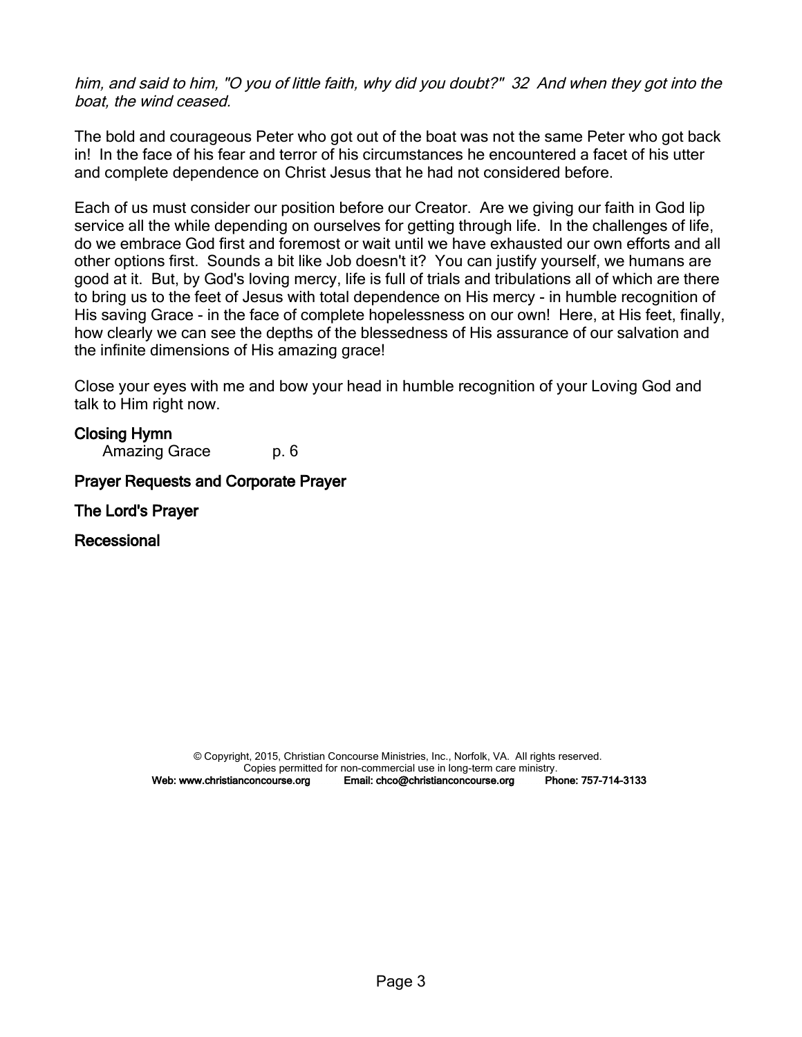*him, and said to him, "O you of little faith, why did you doubt?" 32 And when they got into the boat, the wind ceased.*

The bold and courageous Peter who got out of the boat was not the same Peter who got back in! In the face of his fear and terror of his circumstances he encountered a facet of his utter and complete dependence on Christ Jesus that he had not considered before.

Each of us must consider our position before our Creator. Are we giving our faith in God lip service all the while depending on ourselves for getting through life. In the challenges of life, do we embrace God first and foremost or wait until we have exhausted our own efforts and all other options first. Sounds a bit like Job doesn't it? You can justify yourself, we humans are good at it. But, by God's loving mercy, life is full of trials and tribulations all of which are there to bring us to the feet of Jesus with total dependence on His mercy - in humble recognition of His saving Grace - in the face of complete hopelessness on our own! Here, at His feet, finally, how clearly we can see the depths of the blessedness of His assurance of our salvation and the infinite dimensions of His amazing grace!

Close your eyes with me and bow your head in humble recognition of your Loving God and talk to Him right now.

**Closing Hymn**

Amazing Grace p. 6

**Prayer Requests and Corporate Prayer**

**The Lord's Prayer**

**Recessional**

© Copyright, 2015, Christian Concourse Ministries, Inc., Norfolk, VA. All rights reserved.
Copies permitted for non-commercial use in long-term care ministry.
**Web: www.christianconcourse.org Email: chco@christianconcourse.org Phone: 757-714-3133**